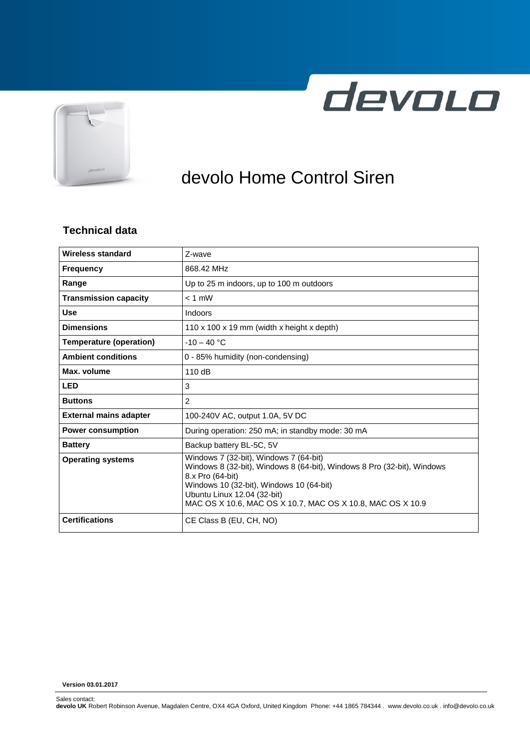# devolo Home Control Siren

## Technical data

| | |
|---|---|
| **Wireless standard** | Z-wave |
| **Frequency** | 868.42 MHz |
| **Range** | Up to 25 m indoors, up to 100 m outdoors |
| **Transmission capacity** | < 1 mW |
| **Use** | Indoors |
| **Dimensions** | 110 x 100 x 19 mm (width x height x depth) |
| **Temperature (operation)** | -10 – 40 °C |
| **Ambient conditions** | 0 - 85% humidity (non-condensing) |
| **Max. volume** | 110 dB |
| **LED** | 3 |
| **Buttons** | 2 |
| **External mains adapter** | 100-240V AC, output 1.0A, 5V DC |
| **Power consumption** | During operation: 250 mA; in standby mode: 30 mA |
| **Battery** | Backup battery BL-5C, 5V |
| **Operating systems** | Windows 7 (32-bit), Windows 7 (64-bit)<br>Windows 8 (32-bit), Windows 8 (64-bit), Windows 8 Pro (32-bit), Windows 8.x Pro (64-bit)<br>Windows 10 (32-bit), Windows 10 (64-bit)<br>Ubuntu Linux 12.04 (32-bit)<br>MAC OS X 10.6, MAC OS X 10.7, MAC OS X 10.8, MAC OS X 10.9 |
| **Certifications** | CE Class B (EU, CH, NO) |

**Version 03.01.2017**

Sales contact:
**devolo UK** Robert Robinson Avenue, Magdalen Centre, OX4 4GA Oxford, United Kingdom Phone: +44 1865 784344 . www.devolo.co.uk . info@devolo.co.uk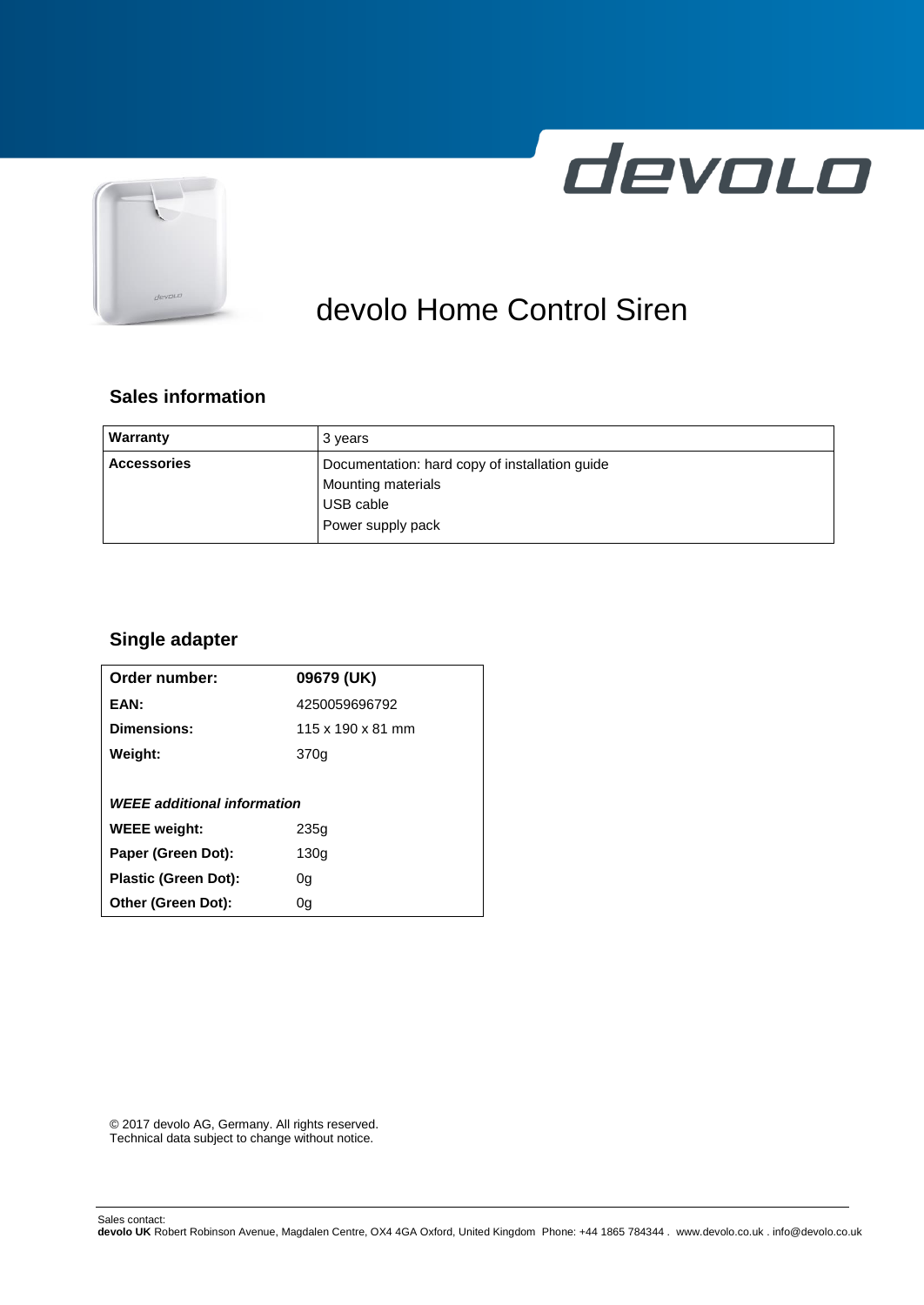# devolo Home Control Siren

## Sales information

| | |
|---|---|
| **Warranty** | 3 years |
| **Accessories** | Documentation: hard copy of installation guide<br>Mounting materials<br>USB cable<br>Power supply pack |

## Single adapter

| | |
|---|---|
| **Order number:** | **09679 (UK)** |
| **EAN:** | 4250059696792 |
| **Dimensions:** | 115 x 190 x 81 mm |
| **Weight:** | 370g |
| ***WEEE additional information*** | |
| **WEEE weight:** | 235g |
| **Paper (Green Dot):** | 130g |
| **Plastic (Green Dot):** | 0g |
| **Other (Green Dot):** | 0g |

© 2017 devolo AG, Germany. All rights reserved.
Technical data subject to change without notice.

Sales contact:
**devolo UK** Robert Robinson Avenue, Magdalen Centre, OX4 4GA Oxford, United Kingdom Phone: +44 1865 784344 . www.devolo.co.uk . info@devolo.co.uk